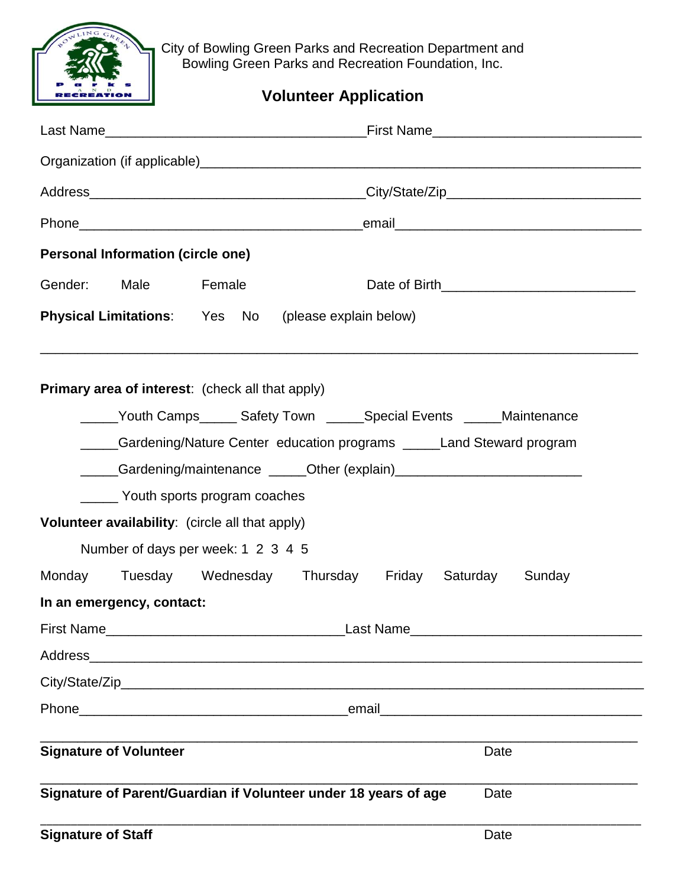City of Bowling Green Parks and Recreation Department and Bowling Green Parks and Recreation Foundation, Inc.

# Volunteer Application

Last Name___________________________________First Name___________________________

Organization (if applicable)___________________________________________________________

Address____________________________________City/State/Zip_________________________

Phone_____________________________________email_______________________________

**Personal Information (circle one)**

Gender: Male Female Date of Birth_________________________

**Physical Limitations**: Yes No (please explain below)

______________________________________________________________________________

**Primary area of interest**: (check all that apply)

_____Youth Camps_____ Safety Town _____Special Events _____Maintenance

_____Gardening/Nature Center education programs _____Land Steward program

_____Gardening/maintenance _____Other (explain)_________________________

_____ Youth sports program coaches

**Volunteer availability**: (circle all that apply)

Number of days per week: 1 2 3 4 5

Monday Tuesday Wednesday Thursday Friday Saturday Sunday

**In an emergency, contact:**

First Name_______________________________Last Name______________________________

Address_______________________________________________________________________

City/State/Zip___________________________________________________________________

Phone__________________________________email__________________________________

______________________________________________________________________________

**Signature of Volunteer** Date

______________________________________________________________________________

**Signature of Parent/Guardian if Volunteer under 18 years of age** Date

______________________________________________________________________________

**Signature of Staff** Date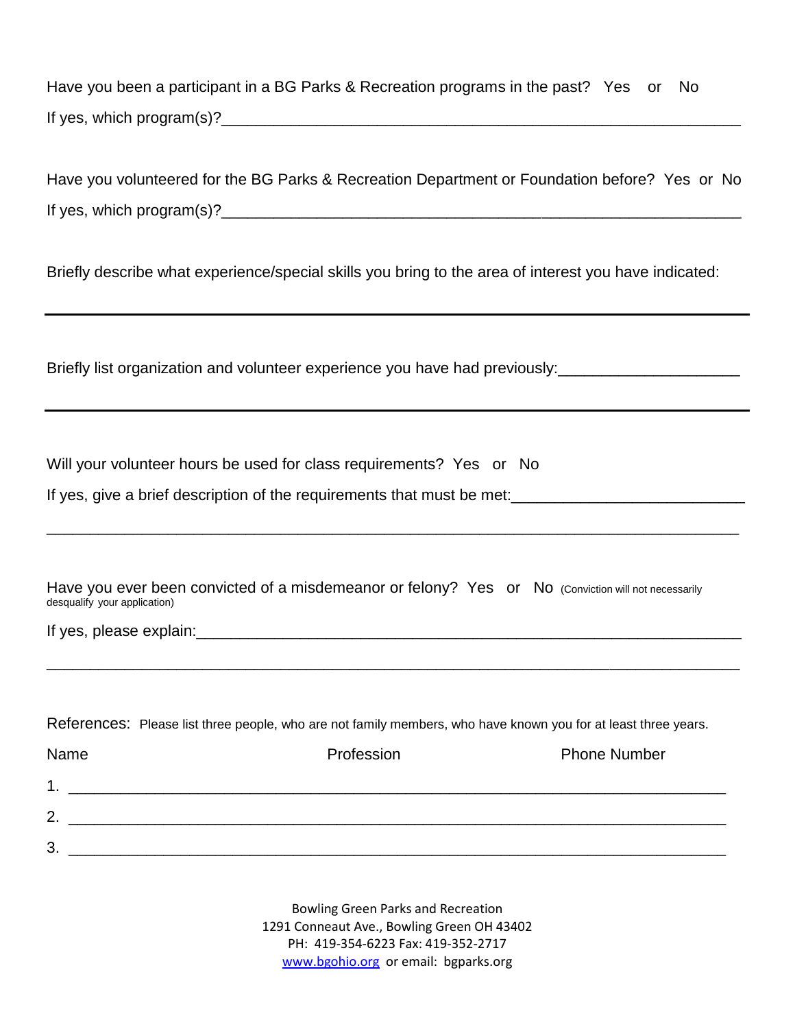Have you been a participant in a BG Parks & Recreation programs in the past? Yes or No

If yes, which program(s)?___________________________________________________________

Have you volunteered for the BG Parks & Recreation Department or Foundation before? Yes or No

If yes, which program(s)?___________________________________________________________

Briefly describe what experience/special skills you bring to the area of interest you have indicated:

---

Briefly list organization and volunteer experience you have had previously:____________________

---

Will your volunteer hours be used for class requirements? Yes or No

If yes, give a brief description of the requirements that must be met:__________________________

_____________________________________________________________________________

Have you ever been convicted of a misdemeanor or felony? Yes or No (Conviction will not necessarily desqualify your application)

If yes, please explain:_______________________________________________________________

_____________________________________________________________________________

References: Please list three people, who are not family members, who have known you for at least three years.

| Name | Profession | Phone Number |
|---|---|---|
| 1. | | |
| 2. | | |
| 3. | | |

Bowling Green Parks and Recreation
1291 Conneaut Ave., Bowling Green OH 43402
PH: 419-354-6223 Fax: 419-352-2717
www.bgohio.org or email: bgparks.org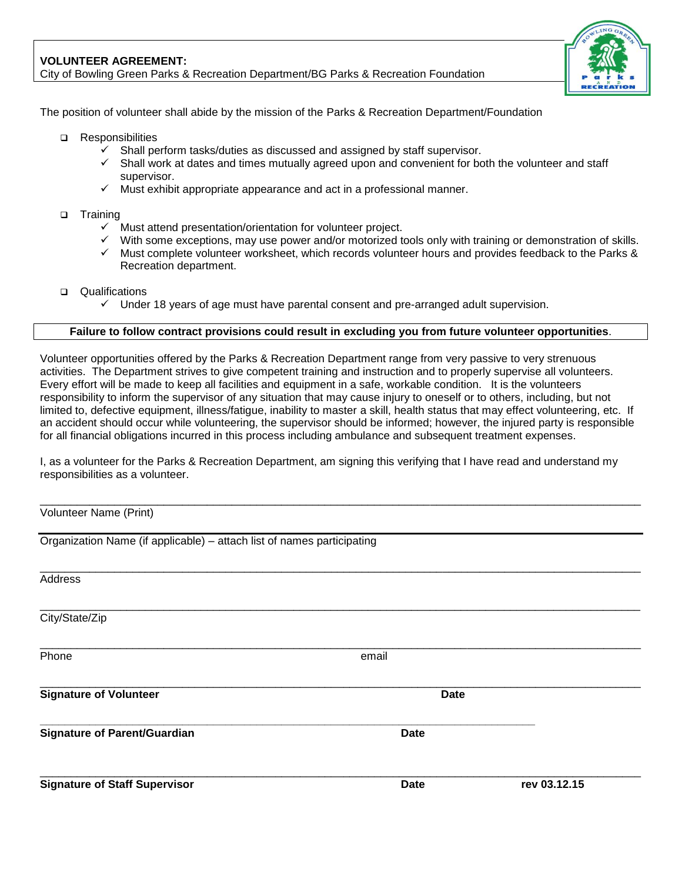**VOLUNTEER AGREEMENT:**
City of Bowling Green Parks & Recreation Department/BG Parks & Recreation Foundation

The position of volunteer shall abide by the mission of the Parks & Recreation Department/Foundation

- Responsibilities
  - ✓ Shall perform tasks/duties as discussed and assigned by staff supervisor.
  - ✓ Shall work at dates and times mutually agreed upon and convenient for both the volunteer and staff supervisor.
  - ✓ Must exhibit appropriate appearance and act in a professional manner.

- Training
  - ✓ Must attend presentation/orientation for volunteer project.
  - ✓ With some exceptions, may use power and/or motorized tools only with training or demonstration of skills.
  - ✓ Must complete volunteer worksheet, which records volunteer hours and provides feedback to the Parks & Recreation department.

- Qualifications
  - ✓ Under 18 years of age must have parental consent and pre-arranged adult supervision.

**Failure to follow contract provisions could result in excluding you from future volunteer opportunities**.

Volunteer opportunities offered by the Parks & Recreation Department range from very passive to very strenuous activities. The Department strives to give competent training and instruction and to properly supervise all volunteers. Every effort will be made to keep all facilities and equipment in a safe, workable condition. It is the volunteers responsibility to inform the supervisor of any situation that may cause injury to oneself or to others, including, but not limited to, defective equipment, illness/fatigue, inability to master a skill, health status that may effect volunteering, etc. If an accident should occur while volunteering, the supervisor should be informed; however, the injured party is responsible for all financial obligations incurred in this process including ambulance and subsequent treatment expenses.

I, as a volunteer for the Parks & Recreation Department, am signing this verifying that I have read and understand my responsibilities as a volunteer.

______________________________________________________________________________
Volunteer Name (Print)

______________________________________________________________________________
Organization Name (if applicable) – attach list of names participating

______________________________________________________________________________
Address

______________________________________________________________________________
City/State/Zip

______________________________________________________________________________
Phone email

______________________________________________________________________________
**Signature of Volunteer** **Date**

______________________________________________________________________________
**Signature of Parent/Guardian** **Date**

______________________________________________________________________________
**Signature of Staff Supervisor** **Date** **rev 03.12.15**